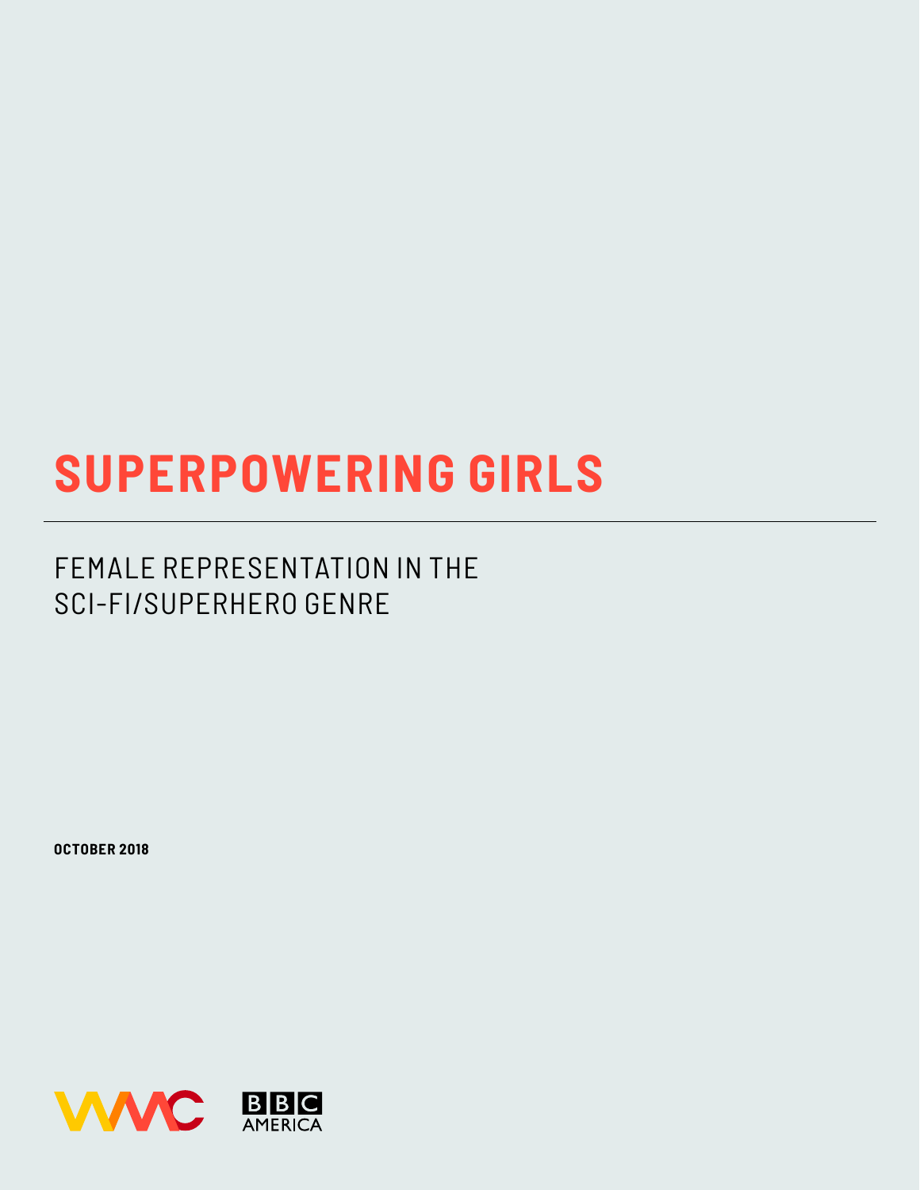# SUPERPOWERING GIRLS

## FEMALE REPRESENTATION IN THE SCI-FI/SUPERHERO GENRE

**OCTOBER 2018**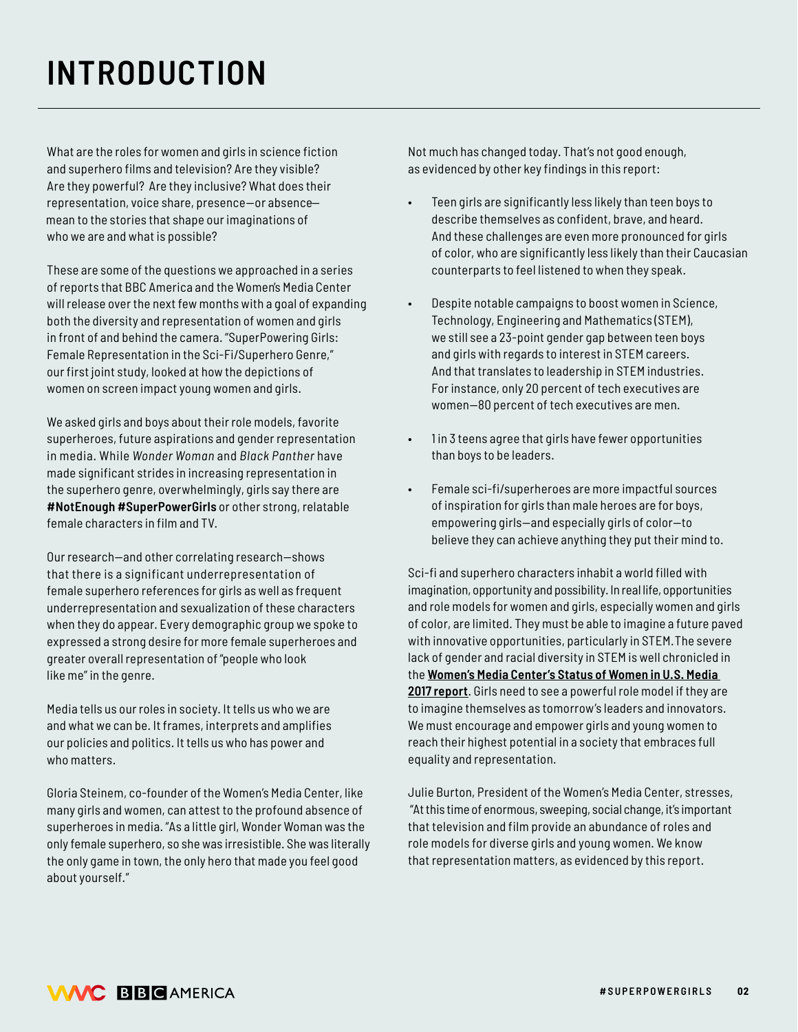# INTRODUCTION

What are the roles for women and girls in science fiction and superhero films and television? Are they visible? Are they powerful? Are they inclusive? What does their representation, voice share, presence—or absence—mean to the stories that shape our imaginations of who we are and what is possible?

These are some of the questions we approached in a series of reports that BBC America and the Women's Media Center will release over the next few months with a goal of expanding both the diversity and representation of women and girls in front of and behind the camera. "SuperPowering Girls: Female Representation in the Sci-Fi/Superhero Genre," our first joint study, looked at how the depictions of women on screen impact young women and girls.

We asked girls and boys about their role models, favorite superheroes, future aspirations and gender representation in media. While *Wonder Woman* and *Black Panther* have made significant strides in increasing representation in the superhero genre, overwhelmingly, girls say there are **#NotEnough #SuperPowerGirls** or other strong, relatable female characters in film and TV.

Our research—and other correlating research—shows that there is a significant underrepresentation of female superhero references for girls as well as frequent underrepresentation and sexualization of these characters when they do appear. Every demographic group we spoke to expressed a strong desire for more female superheroes and greater overall representation of "people who look like me" in the genre.

Media tells us our roles in society. It tells us who we are and what we can be. It frames, interprets and amplifies our policies and politics. It tells us who has power and who matters.

Gloria Steinem, co-founder of the Women's Media Center, like many girls and women, can attest to the profound absence of superheroes in media. "As a little girl, Wonder Woman was the only female superhero, so she was irresistible. She was literally the only game in town, the only hero that made you feel good about yourself."

Not much has changed today. That's not good enough, as evidenced by other key findings in this report:

- Teen girls are significantly less likely than teen boys to describe themselves as confident, brave, and heard. And these challenges are even more pronounced for girls of color, who are significantly less likely than their Caucasian counterparts to feel listened to when they speak.
- Despite notable campaigns to boost women in Science, Technology, Engineering and Mathematics (STEM), we still see a 23-point gender gap between teen boys and girls with regards to interest in STEM careers. And that translates to leadership in STEM industries. For instance, only 20 percent of tech executives are women—80 percent of tech executives are men.
- 1 in 3 teens agree that girls have fewer opportunities than boys to be leaders.
- Female sci-fi/superheroes are more impactful sources of inspiration for girls than male heroes are for boys, empowering girls—and especially girls of color—to believe they can achieve anything they put their mind to.

Sci-fi and superhero characters inhabit a world filled with imagination, opportunity and possibility. In real life, opportunities and role models for women and girls, especially women and girls of color, are limited. They must be able to imagine a future paved with innovative opportunities, particularly in STEM. The severe lack of gender and racial diversity in STEM is well chronicled in the **Women's Media Center's Status of Women in U.S. Media 2017 report**. Girls need to see a powerful role model if they are to imagine themselves as tomorrow's leaders and innovators. We must encourage and empower girls and young women to reach their highest potential in a society that embraces full equality and representation.

Julie Burton, President of the Women's Media Center, stresses, "At this time of enormous, sweeping, social change, it's important that television and film provide an abundance of roles and role models for diverse girls and young women. We know that representation matters, as evidenced by this report.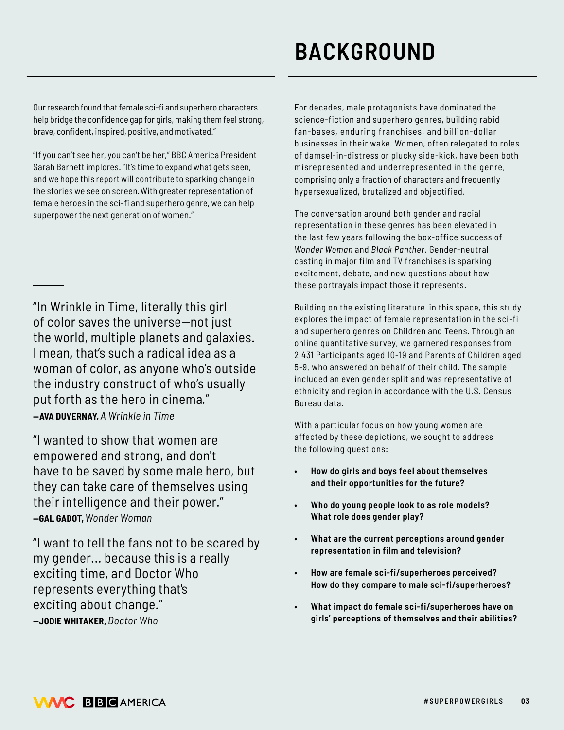Our research found that female sci-fi and superhero characters help bridge the confidence gap for girls, making them feel strong, brave, confident, inspired, positive, and motivated."

"If you can't see her, you can't be her," BBC America President Sarah Barnett implores. "It's time to expand what gets seen, and we hope this report will contribute to sparking change in the stories we see on screen. With greater representation of female heroes in the sci-fi and superhero genre, we can help superpower the next generation of women."

"In Wrinkle in Time, literally this girl of color saves the universe—not just the world, multiple planets and galaxies. I mean, that's such a radical idea as a woman of color, as anyone who's outside the industry construct of who's usually put forth as the hero in cinema."
**—AVA DUVERNAY,** *A Wrinkle in Time*

"I wanted to show that women are empowered and strong, and don't have to be saved by some male hero, but they can take care of themselves using their intelligence and their power."
**—GAL GADOT,** *Wonder Woman*

"I want to tell the fans not to be scared by my gender... because this is a really exciting time, and Doctor Who represents everything that's exciting about change."
**—JODIE WHITAKER,** *Doctor Who*

# BACKGROUND

For decades, male protagonists have dominated the science-fiction and superhero genres, building rabid fan-bases, enduring franchises, and billion-dollar businesses in their wake. Women, often relegated to roles of damsel-in-distress or plucky side-kick, have been both misrepresented and underrepresented in the genre, comprising only a fraction of characters and frequently hypersexualized, brutalized and objectified.

The conversation around both gender and racial representation in these genres has been elevated in the last few years following the box-office success of *Wonder Woman* and *Black Panther*. Gender-neutral casting in major film and TV franchises is sparking excitement, debate, and new questions about how these portrayals impact those it represents.

Building on the existing literature in this space, this study explores the impact of female representation in the sci-fi and superhero genres on Children and Teens. Through an online quantitative survey, we garnered responses from 2,431 Participants aged 10-19 and Parents of Children aged 5-9, who answered on behalf of their child. The sample included an even gender split and was representative of ethnicity and region in accordance with the U.S. Census Bureau data.

With a particular focus on how young women are affected by these depictions, we sought to address the following questions:

- **How do girls and boys feel about themselves and their opportunities for the future?**
- **Who do young people look to as role models? What role does gender play?**
- **What are the current perceptions around gender representation in film and television?**
- **How are female sci-fi/superheroes perceived? How do they compare to male sci-fi/superheroes?**
- **What impact do female sci-fi/superheroes have on girls' perceptions of themselves and their abilities?**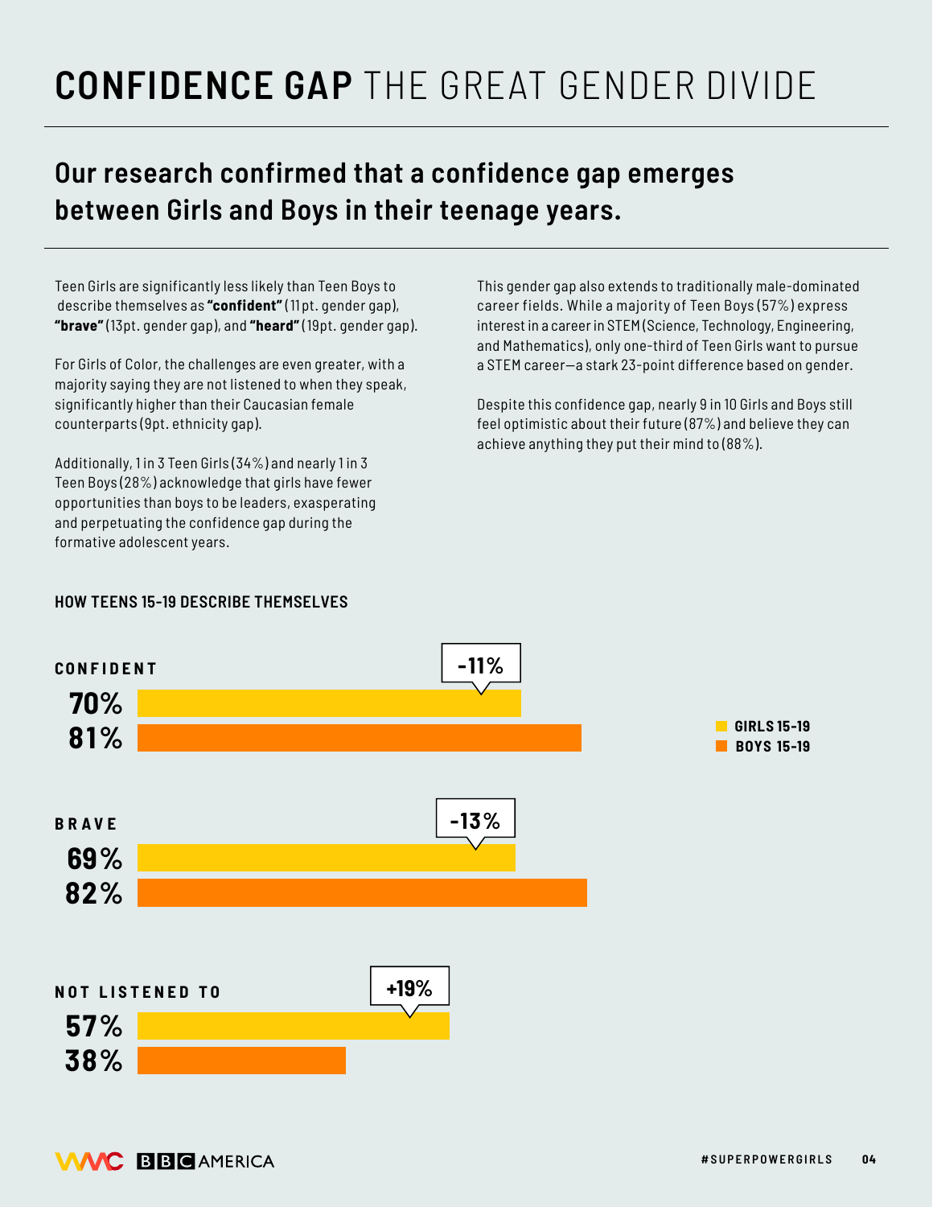# **CONFIDENCE GAP** THE GREAT GENDER DIVIDE

## Our research confirmed that a confidence gap emerges between Girls and Boys in their teenage years.

Teen Girls are significantly less likely than Teen Boys to describe themselves as **"confident"** (11pt. gender gap), **"brave"** (13pt. gender gap), and **"heard"** (19pt. gender gap).

For Girls of Color, the challenges are even greater, with a majority saying they are not listened to when they speak, significantly higher than their Caucasian female counterparts (9pt. ethnicity gap).

Additionally, 1 in 3 Teen Girls (34%) and nearly 1 in 3 Teen Boys (28%) acknowledge that girls have fewer opportunities than boys to be leaders, exasperating and perpetuating the confidence gap during the formative adolescent years.

This gender gap also extends to traditionally male-dominated career fields. While a majority of Teen Boys (57%) express interest in a career in STEM (Science, Technology, Engineering, and Mathematics), only one-third of Teen Girls want to pursue a STEM career—a stark 23-point difference based on gender.

Despite this confidence gap, nearly 9 in 10 Girls and Boys still feel optimistic about their future (87%) and believe they can achieve anything they put their mind to (88%).

### HOW TEENS 15-19 DESCRIBE THEMSELVES

| | GIRLS 15-19 | BOYS 15-19 | Gap |
|---|---|---|---|
| CONFIDENT | 70% | 81% | -11% |
| BRAVE | 69% | 82% | -13% |
| NOT LISTENED TO | 57% | 38% | +19% |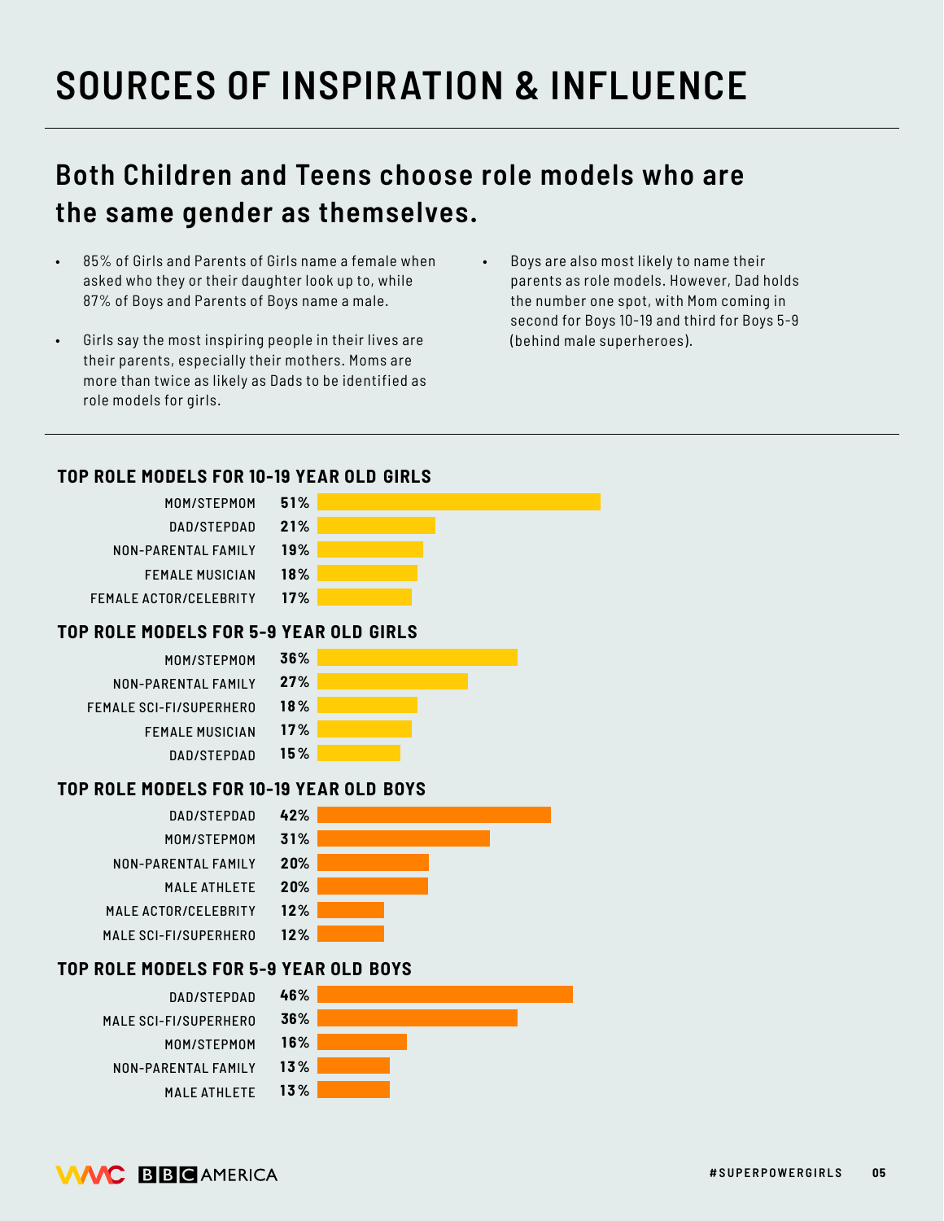# SOURCES OF INSPIRATION & INFLUENCE

## Both Children and Teens choose role models who are the same gender as themselves.

- 85% of Girls and Parents of Girls name a female when asked who they or their daughter look up to, while 87% of Boys and Parents of Boys name a male.
- Girls say the most inspiring people in their lives are their parents, especially their mothers. Moms are more than twice as likely as Dads to be identified as role models for girls.
- Boys are also most likely to name their parents as role models. However, Dad holds the number one spot, with Mom coming in second for Boys 10-19 and third for Boys 5-9 (behind male superheroes).

### TOP ROLE MODELS FOR 10-19 YEAR OLD GIRLS

| Role Model | % |
|---|---|
| MOM/STEPMOM | 51% |
| DAD/STEPDAD | 21% |
| NON-PARENTAL FAMILY | 19% |
| FEMALE MUSICIAN | 18% |
| FEMALE ACTOR/CELEBRITY | 17% |

### TOP ROLE MODELS FOR 5-9 YEAR OLD GIRLS

| Role Model | % |
|---|---|
| MOM/STEPMOM | 36% |
| NON-PARENTAL FAMILY | 27% |
| FEMALE SCI-FI/SUPERHERO | 18% |
| FEMALE MUSICIAN | 17% |
| DAD/STEPDAD | 15% |

### TOP ROLE MODELS FOR 10-19 YEAR OLD BOYS

| Role Model | % |
|---|---|
| DAD/STEPDAD | 42% |
| MOM/STEPMOM | 31% |
| NON-PARENTAL FAMILY | 20% |
| MALE ATHLETE | 20% |
| MALE ACTOR/CELEBRITY | 12% |
| MALE SCI-FI/SUPERHERO | 12% |

### TOP ROLE MODELS FOR 5-9 YEAR OLD BOYS

| Role Model | % |
|---|---|
| DAD/STEPDAD | 46% |
| MALE SCI-FI/SUPERHERO | 36% |
| MOM/STEPMOM | 16% |
| NON-PARENTAL FAMILY | 13% |
| MALE ATHLETE | 13% |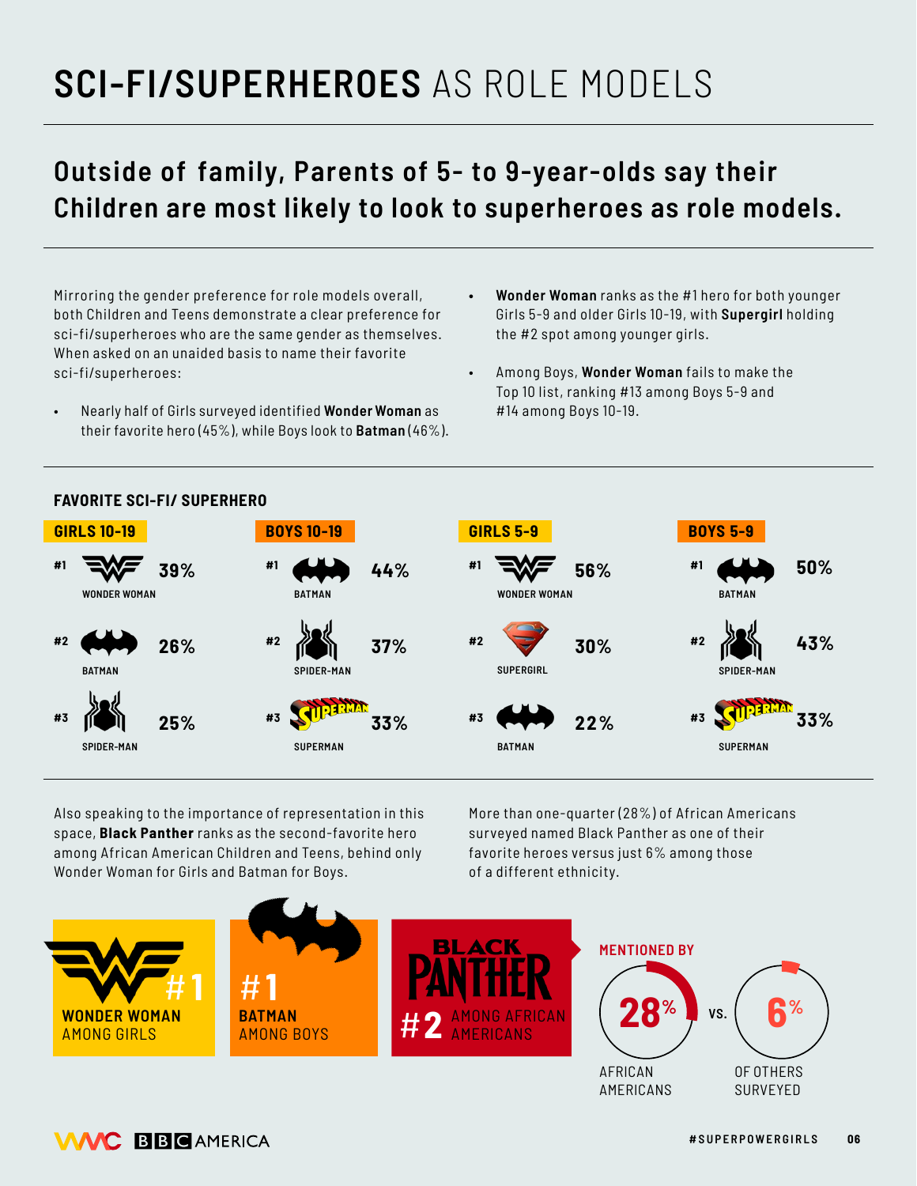# SCI-FI/SUPERHEROES AS ROLE MODELS

## Outside of family, Parents of 5- to 9-year-olds say their Children are most likely to look to superheroes as role models.

Mirroring the gender preference for role models overall, both Children and Teens demonstrate a clear preference for sci-fi/superheroes who are the same gender as themselves. When asked on an unaided basis to name their favorite sci-fi/superheroes:

- Nearly half of Girls surveyed identified **Wonder Woman** as their favorite hero (45%), while Boys look to **Batman** (46%).
- **Wonder Woman** ranks as the #1 hero for both younger Girls 5-9 and older Girls 10-19, with **Supergirl** holding the #2 spot among younger girls.
- Among Boys, **Wonder Woman** fails to make the Top 10 list, ranking #13 among Boys 5-9 and #14 among Boys 10-19.

### FAVORITE SCI-FI/ SUPERHERO

| Rank | GIRLS 10-19 | BOYS 10-19 | GIRLS 5-9 | BOYS 5-9 |
|---|---|---|---|---|
| #1 | WONDER WOMAN 39% | BATMAN 44% | WONDER WOMAN 56% | BATMAN 50% |
| #2 | BATMAN 26% | SPIDER-MAN 37% | SUPERGIRL 30% | SPIDER-MAN 43% |
| #3 | SPIDER-MAN 25% | SUPERMAN 33% | BATMAN 22% | SUPERMAN 33% |

Also speaking to the importance of representation in this space, **Black Panther** ranks as the second-favorite hero among African American Children and Teens, behind only Wonder Woman for Girls and Batman for Boys.

More than one-quarter (28%) of African Americans surveyed named Black Panther as one of their favorite heroes versus just 6% among those of a different ethnicity.

**#1 WONDER WOMAN** AMONG GIRLS

**#1 BATMAN** AMONG BOYS

**BLACK PANTHER #2** AMONG AFRICAN AMERICANS

**MENTIONED BY**

28% AFRICAN AMERICANS vs. 6% OF OTHERS SURVEYED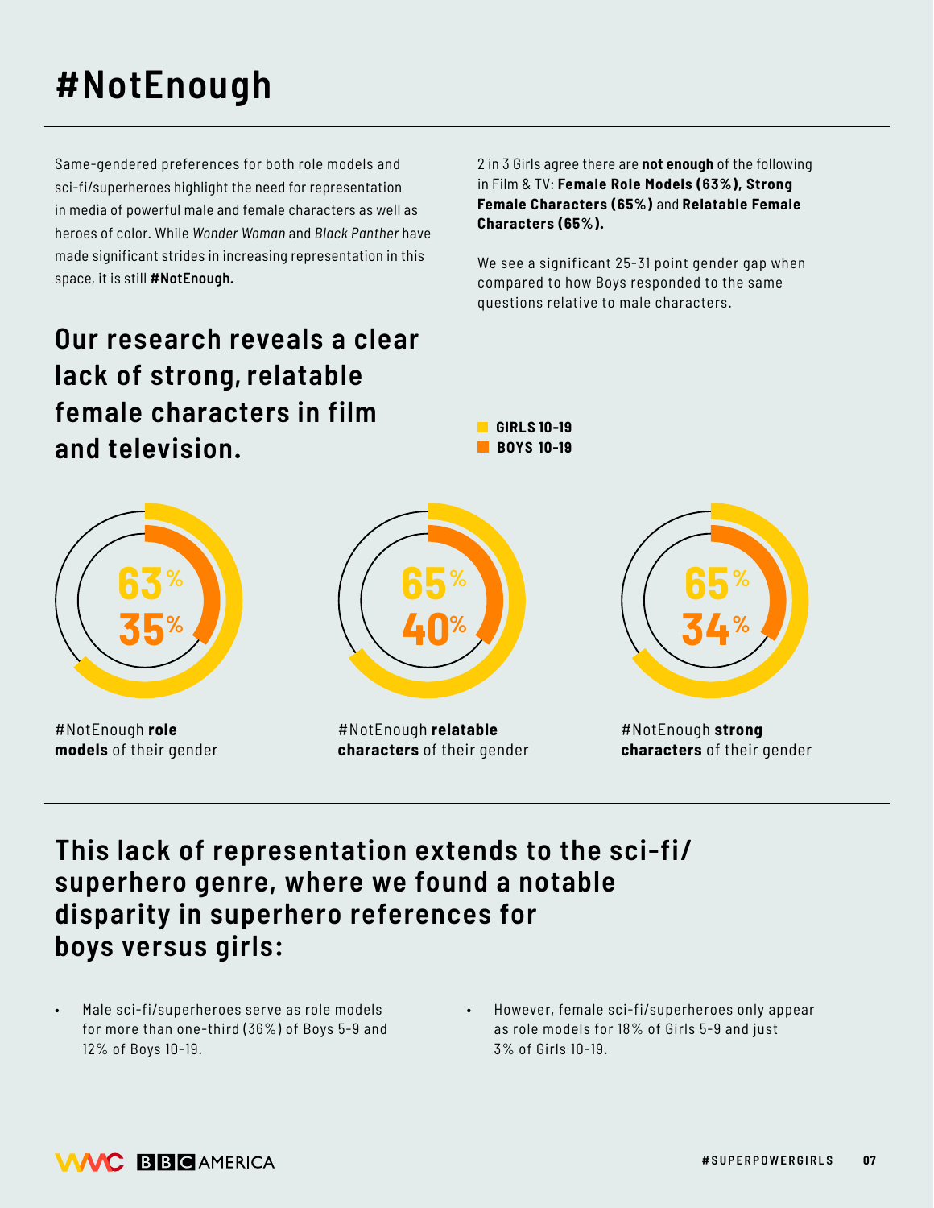# #NotEnough

Same-gendered preferences for both role models and sci-fi/superheroes highlight the need for representation in media of powerful male and female characters as well as heroes of color. While *Wonder Woman* and *Black Panther* have made significant strides in increasing representation in this space, it is still **#NotEnough.**

2 in 3 Girls agree there are **not enough** of the following in Film & TV: **Female Role Models (63%), Strong Female Characters (65%)** and **Relatable Female Characters (65%).**

We see a significant 25-31 point gender gap when compared to how Boys responded to the same questions relative to male characters.

## Our research reveals a clear lack of strong, relatable female characters in film and television.

**GIRLS 10-19**
**BOYS 10-19**

| | Girls 10-19 | Boys 10-19 |
|---|---|---|
| #NotEnough **role models** of their gender | 63% | 35% |
| #NotEnough **relatable characters** of their gender | 65% | 40% |
| #NotEnough **strong characters** of their gender | 65% | 34% |

## This lack of representation extends to the sci-fi/superhero genre, where we found a notable disparity in superhero references for boys versus girls:

- Male sci-fi/superheroes serve as role models for more than one-third (36%) of Boys 5-9 and 12% of Boys 10-19.
- However, female sci-fi/superheroes only appear as role models for 18% of Girls 5-9 and just 3% of Girls 10-19.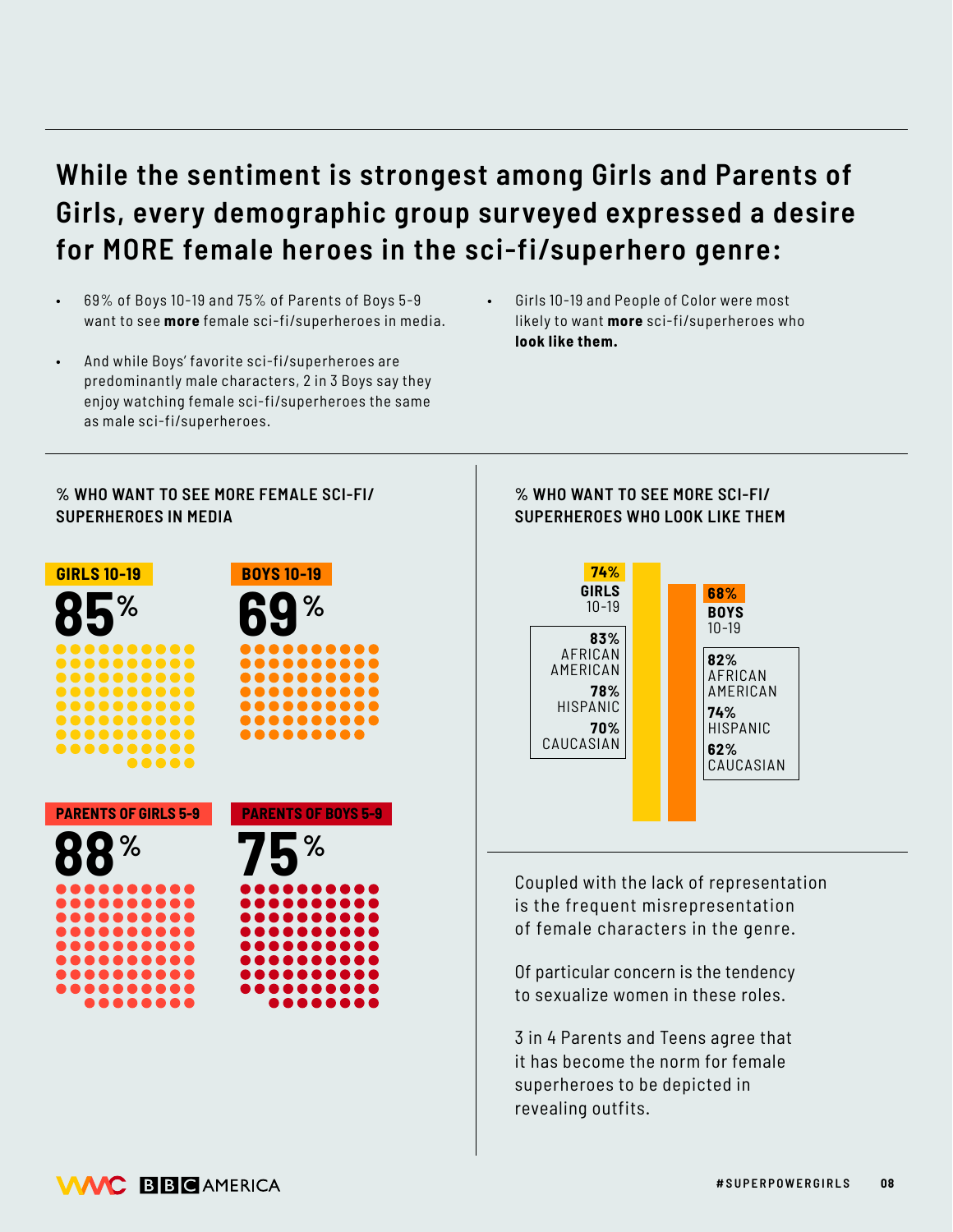## While the sentiment is strongest among Girls and Parents of Girls, every demographic group surveyed expressed a desire for MORE female heroes in the sci-fi/superhero genre:

- 69% of Boys 10-19 and 75% of Parents of Boys 5-9 want to see **more** female sci-fi/superheroes in media.
- And while Boys' favorite sci-fi/superheroes are predominantly male characters, 2 in 3 Boys say they enjoy watching female sci-fi/superheroes the same as male sci-fi/superheroes.
- Girls 10-19 and People of Color were most likely to want **more** sci-fi/superheroes who **look like them.**

### % WHO WANT TO SEE MORE FEMALE SCI-FI/SUPERHEROES IN MEDIA

| Group | % |
| --- | --- |
| GIRLS 10-19 | 85% |
| BOYS 10-19 | 69% |
| PARENTS OF GIRLS 5-9 | 88% |
| PARENTS OF BOYS 5-9 | 75% |

### % WHO WANT TO SEE MORE SCI-FI/SUPERHEROES WHO LOOK LIKE THEM

| | GIRLS 10-19 | BOYS 10-19 |
| --- | --- | --- |
| Total | 74% | 68% |
| AFRICAN AMERICAN | 83% | 82% |
| HISPANIC | 78% | 74% |
| CAUCASIAN | 70% | 62% |

Coupled with the lack of representation is the frequent misrepresentation of female characters in the genre.

Of particular concern is the tendency to sexualize women in these roles.

3 in 4 Parents and Teens agree that it has become the norm for female superheroes to be depicted in revealing outfits.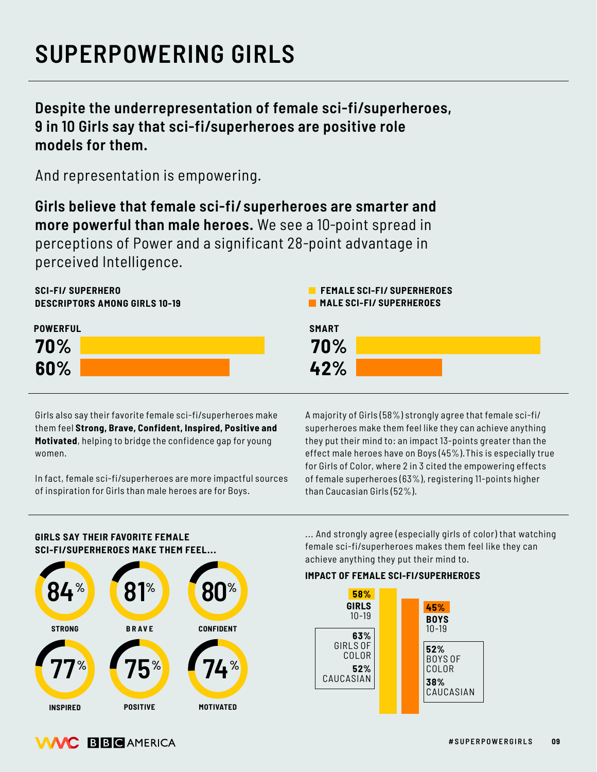# SUPERPOWERING GIRLS

**Despite the underrepresentation of female sci-fi/superheroes, 9 in 10 Girls say that sci-fi/superheroes are positive role models for them.**

And representation is empowering.

**Girls believe that female sci-fi/ superheroes are smarter and more powerful than male heroes.** We see a 10-point spread in perceptions of Power and a significant 28-point advantage in perceived Intelligence.

**SCI-FI/ SUPERHERO DESCRIPTORS AMONG GIRLS 10-19**

| | Female Sci-Fi/ Superheroes | Male Sci-Fi/ Superheroes |
|---|---|---|
| POWERFUL | 70% | 60% |
| SMART | 70% | 42% |

Girls also say their favorite female sci-fi/superheroes make them feel **Strong, Brave, Confident, Inspired, Positive and Motivated**, helping to bridge the confidence gap for young women.

In fact, female sci-fi/superheroes are more impactful sources of inspiration for Girls than male heroes are for Boys.

A majority of Girls (58%) strongly agree that female sci-fi/ superheroes make them feel like they can achieve anything they put their mind to: an impact 13-points greater than the effect male heroes have on Boys (45%). This is especially true for Girls of Color, where 2 in 3 cited the empowering effects of female superheroes (63%), registering 11-points higher than Caucasian Girls (52%).

**GIRLS SAY THEIR FAVORITE FEMALE SCI-FI/SUPERHEROES MAKE THEM FEEL...**

| Feeling | % |
|---|---|
| STRONG | 84% |
| BRAVE | 81% |
| CONFIDENT | 80% |
| INSPIRED | 77% |
| POSITIVE | 75% |
| MOTIVATED | 74% |

... And strongly agree (especially girls of color) that watching female sci-fi/superheroes makes them feel like they can achieve anything they put their mind to.

**IMPACT OF FEMALE SCI-FI/SUPERHEROES**

| Group | Total | Of Color | Caucasian |
|---|---|---|---|
| GIRLS 10-19 | 58% | 63% | 52% |
| BOYS 10-19 | 45% | 52% | 38% |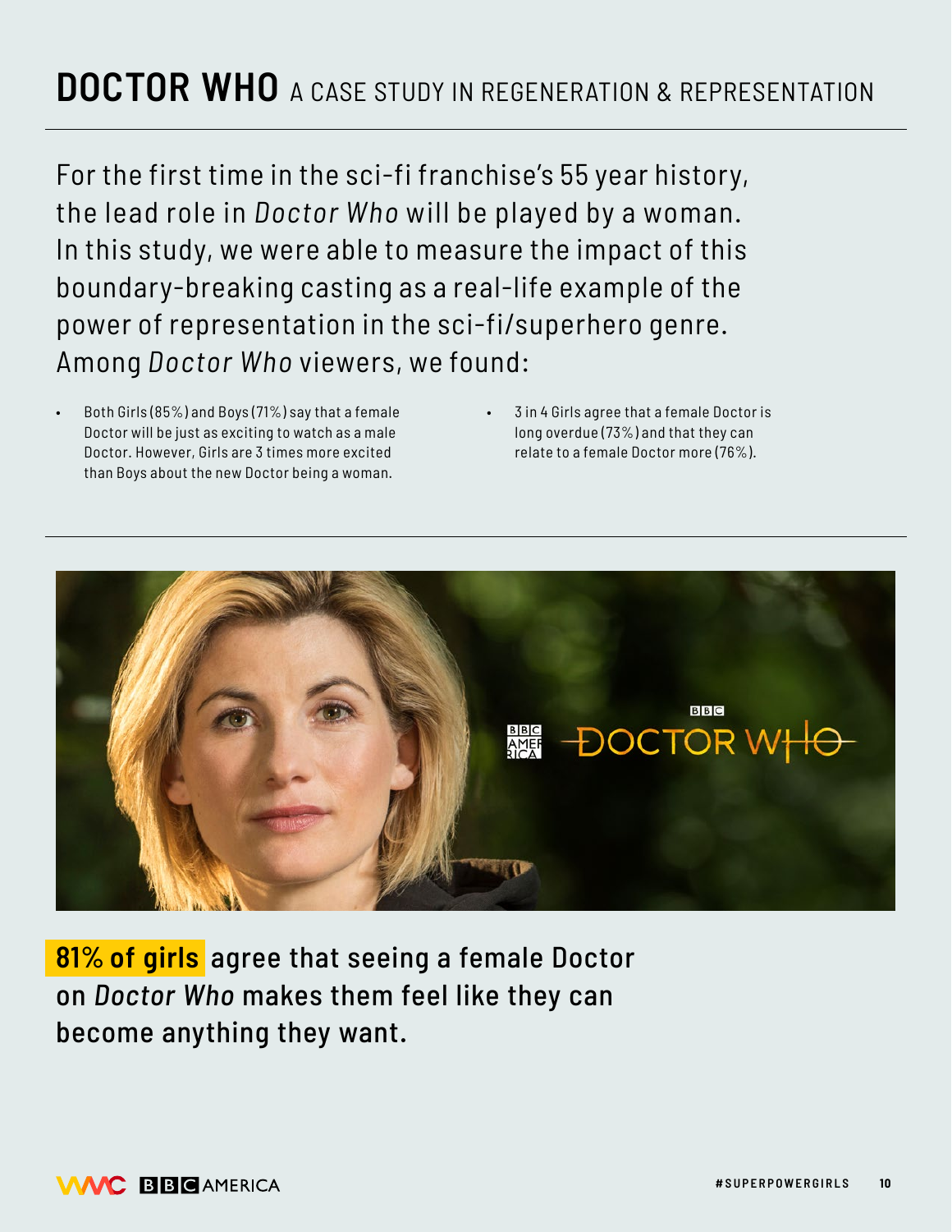# DOCTOR WHO A CASE STUDY IN REGENERATION & REPRESENTATION

For the first time in the sci-fi franchise's 55 year history, the lead role in *Doctor Who* will be played by a woman. In this study, we were able to measure the impact of this boundary-breaking casting as a real-life example of the power of representation in the sci-fi/superhero genre. Among *Doctor Who* viewers, we found:

- Both Girls (85%) and Boys (71%) say that a female Doctor will be just as exciting to watch as a male Doctor. However, Girls are 3 times more excited than Boys about the new Doctor being a woman.
- 3 in 4 Girls agree that a female Doctor is long overdue (73%) and that they can relate to a female Doctor more (76%).

**81% of girls** agree that seeing a female Doctor on *Doctor Who* makes them feel like they can become anything they want.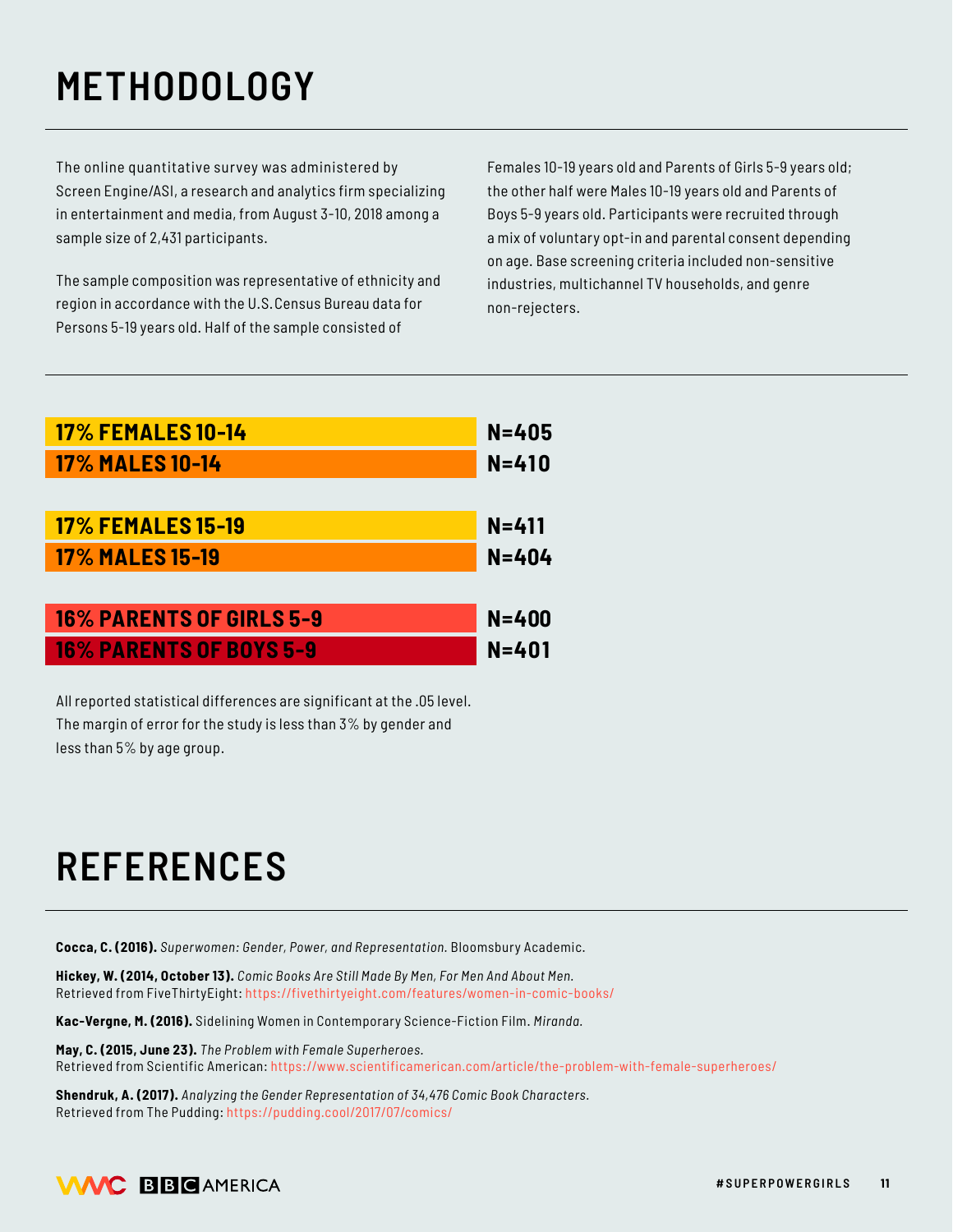# METHODOLOGY

The online quantitative survey was administered by Screen Engine/ASI, a research and analytics firm specializing in entertainment and media, from August 3-10, 2018 among a sample size of 2,431 participants.

The sample composition was representative of ethnicity and region in accordance with the U.S. Census Bureau data for Persons 5-19 years old. Half of the sample consisted of Females 10-19 years old and Parents of Girls 5-9 years old; the other half were Males 10-19 years old and Parents of Boys 5-9 years old. Participants were recruited through a mix of voluntary opt-in and parental consent depending on age. Base screening criteria included non-sensitive industries, multichannel TV households, and genre non-rejecters.

| Group | N |
|---|---|
| **17% FEMALES 10-14** | **N=405** |
| **17% MALES 10-14** | **N=410** |
| **17% FEMALES 15-19** | **N=411** |
| **17% MALES 15-19** | **N=404** |
| **16% PARENTS OF GIRLS 5-9** | **N=400** |
| **16% PARENTS OF BOYS 5-9** | **N=401** |

All reported statistical differences are significant at the .05 level. The margin of error for the study is less than 3% by gender and less than 5% by age group.

# REFERENCES

**Cocca, C. (2016).** *Superwomen: Gender, Power, and Representation.* Bloomsbury Academic.

**Hickey, W. (2014, October 13).** *Comic Books Are Still Made By Men, For Men And About Men.* Retrieved from FiveThirtyEight: https://fivethirtyeight.com/features/women-in-comic-books/

**Kac-Vergne, M. (2016).** Sidelining Women in Contemporary Science-Fiction Film. *Miranda.*

**May, C. (2015, June 23).** *The Problem with Female Superheroes.* Retrieved from Scientific American: https://www.scientificamerican.com/article/the-problem-with-female-superheroes/

**Shendruk, A. (2017).** *Analyzing the Gender Representation of 34,476 Comic Book Characters.* Retrieved from The Pudding: https://pudding.cool/2017/07/comics/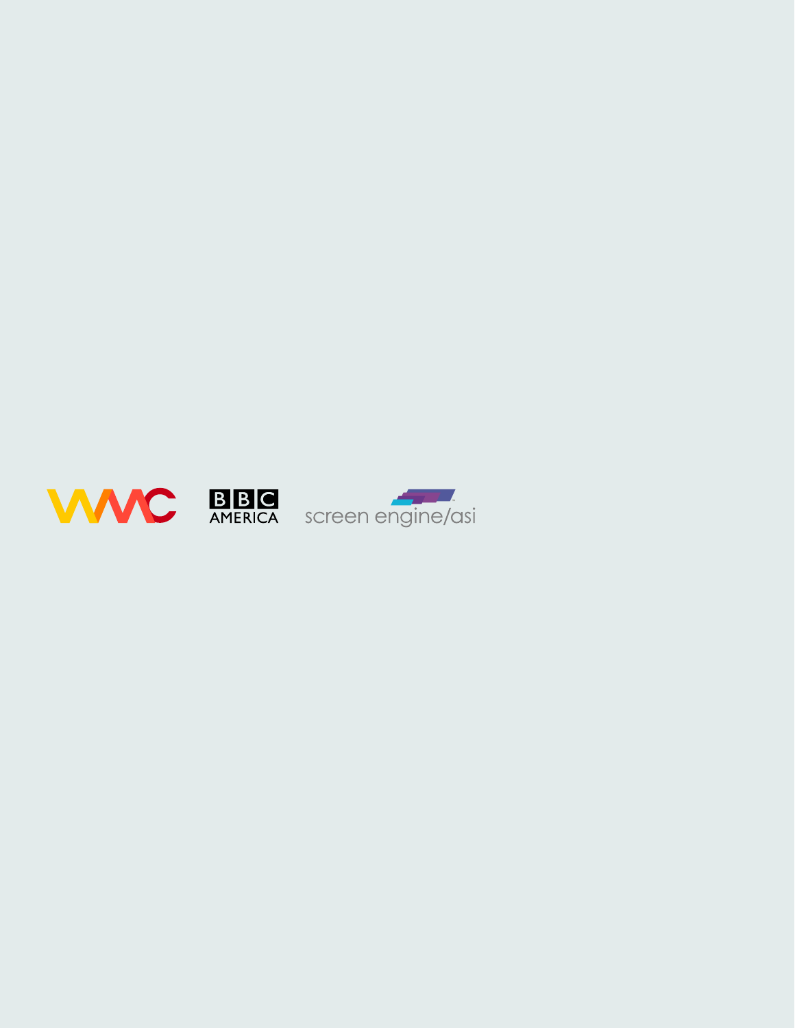WMC

BBC AMERICA

screen engine/asi